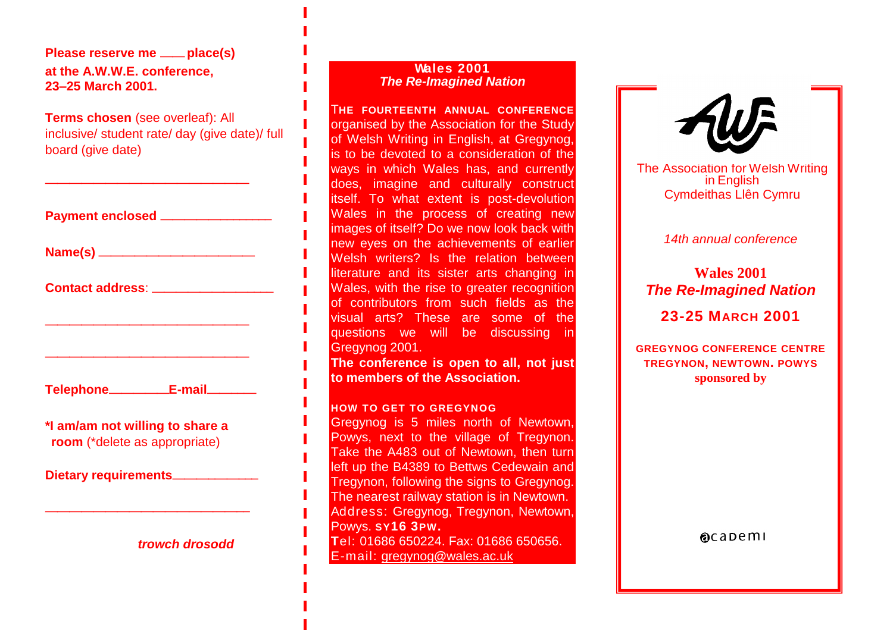**Please reserve me \_\_\_\_ place(s) at the A.W.W.E. conference, 23–25 March 2001.**

**Terms chosen** (see overleaf): All inclusive/ student rate/ day (give date)/ full board (give date)

\_\_\_\_\_\_\_\_\_\_\_\_\_\_\_\_\_\_\_\_\_\_\_\_\_\_\_\_\_\_

**Payment enclosed** \_\_\_\_\_\_\_\_\_\_\_\_\_\_\_\_

**Name(s)** \_\_\_\_\_\_\_\_\_\_\_\_\_\_\_\_\_\_\_\_\_\_

**Contact address**: \_\_\_\_\_\_\_\_\_\_\_\_\_\_\_\_\_

\_\_\_\_\_\_\_\_\_\_\_\_\_\_\_\_\_\_\_\_\_\_\_\_\_\_\_\_\_\_

\_\_\_\_\_\_\_\_\_\_\_\_\_\_\_\_\_\_\_\_\_\_\_\_\_\_\_\_\_\_

**Telephone**\_\_\_\_\_\_\_\_\_**E-mail**\_\_\_\_\_\_\_

**\*I am/am not willing to share a room** (\*delete as appropriate)

**Dietary requirements**\_\_\_\_\_\_\_\_\_\_\_\_

\_\_\_\_\_\_\_\_\_\_\_\_\_\_\_\_\_\_\_\_\_\_\_\_\_\_\_\_\_\_

*trowch drosodd*

## Wales 2001
### *The Re-Imagined Nation*

**THE FOURTEENTH ANNUAL CONFERENCE** organised by the Association for the Study of Welsh Writing in English, at Gregynog, is to be devoted to a consideration of the ways in which Wales has, and currently does, imagine and culturally construct itself. To what extent is post-devolution Wales in the process of creating new images of itself? Do we now look back with new eyes on the achievements of earlier Welsh writers? Is the relation between literature and its sister arts changing in Wales, with the rise to greater recognition of contributors from such fields as the visual arts? These are some of the questions we will be discussing in Gregynog 2001.

**The conference is open to all, not just to members of the Association.**

**HOW TO GET TO GREGYNOG**

Gregynog is 5 miles north of Newtown, Powys, next to the village of Tregynon. Take the A483 out of Newtown, then turn left up the B4389 to Bettws Cedewain and Tregynon, following the signs to Gregynog. The nearest railway station is in Newtown.

Address: Gregynog, Tregynon, Newtown, Powys. **SY16 3PW.**

Tel: 01686 650224. Fax: 01686 650656.

E-mail: gregynog@wales.ac.uk

AWE

The Association for Welsh Writing in English
Cymdeithas Llên Cymru

*14th annual conference*

## Wales 2001
### *The Re-Imagined Nation*

**23-25 MARCH 2001**

**GREGYNOG CONFERENCE CENTRE**
**TREGYNON, NEWTOWN. POWYS**
**sponsored by**

academi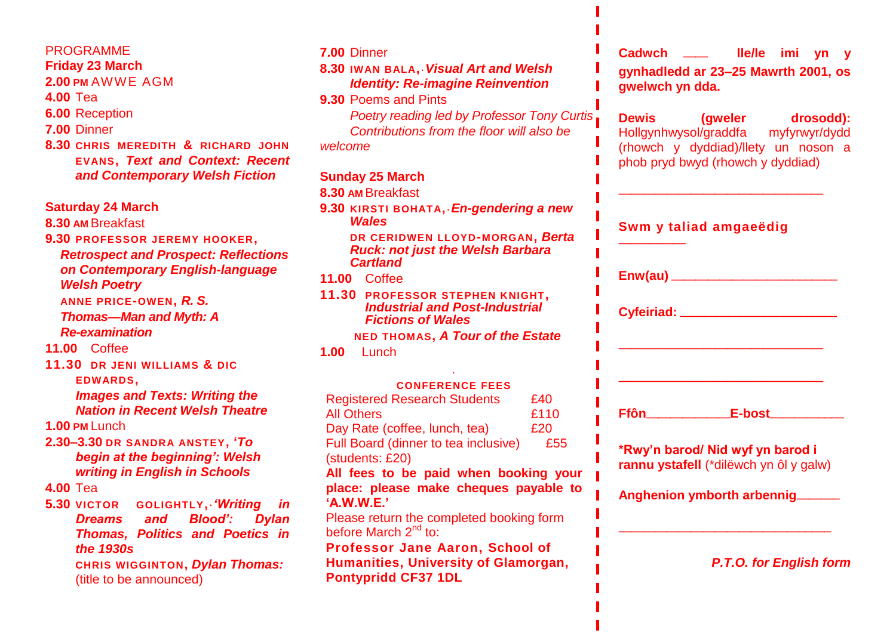PROGRAMME

**Friday 23 March**

**2.00 PM** AWWE AGM

**4.00** Tea

**6.00** Reception

**7.00** Dinner

**8.30** **CHRIS MEREDITH & RICHARD JOHN EVANS**, ***Text and Context: Recent and Contemporary Welsh Fiction***

**Saturday 24 March**

**8.30 AM** Breakfast

**9.30** **PROFESSOR JEREMY HOOKER**, ***Retrospect and Prospect: Reflections on Contemporary English-language Welsh Poetry***

**ANNE PRICE-OWEN**, ***R. S. Thomas—Man and Myth: A Re-examination***

**11.00** Coffee

**11.30** **DR JENI WILLIAMS & DIC EDWARDS**, ***Images and Texts: Writing the Nation in Recent Welsh Theatre***

**1.00 PM** Lunch

**2.30–3.30** **DR SANDRA ANSTEY**, ***'To begin at the beginning': Welsh writing in English in Schools***

**4.00** Tea

**5.30** **VICTOR GOLIGHTLY**, ***'Writing in Dreams and Blood': Dylan Thomas, Politics and Poetics in the 1930s***

**CHRIS WIGGINTON**, ***Dylan Thomas:*** (title to be announced)

**7.00** Dinner

**8.30** **IWAN BALA**, ***Visual Art and Welsh Identity: Re-imagine Reinvention***

**9.30** Poems and Pints

*Poetry reading led by Professor Tony Curtis Contributions from the floor will also be welcome*

**Sunday 25 March**

**8.30 AM** Breakfast

**9.30** **KIRSTI BOHATA**, ***En-gendering a new Wales***

**DR CERIDWEN LLOYD-MORGAN**, ***Berta Ruck: not just the Welsh Barbara Cartland***

**11.00** Coffee

**11.30** **PROFESSOR STEPHEN KNIGHT**, ***Industrial and Post-Industrial Fictions of Wales***

**NED THOMAS**, ***A Tour of the Estate***

**1.00** Lunch

**CONFERENCE FEES**

| | |
|---|---|
| Registered Research Students | £40 |
| All Others | £110 |
| Day Rate (coffee, lunch, tea) | £20 |
| Full Board (dinner to tea inclusive) (students: £20) | £55 |

**All fees to be paid when booking your place: please make cheques payable to 'A.W.W.E.'**

Please return the completed booking form before March 2nd to:

**Professor Jane Aaron, School of Humanities, University of Glamorgan, Pontypridd CF37 1DL**

**Cadwch ____ lle/le imi yn y gynhadledd ar 23–25 Mawrth 2001, os gwelwch yn dda.**

**Dewis (gweler drosodd):** Hollgynhwysol/graddfa myfyrwyr/dydd (rhowch y dyddiad)/llety un noson a phob pryd bwyd (rhowch y dyddiad)

____________________________

**Swm y taliad amgaeëdig** _________

**Enw(au)** ______________________

**Cyfeiriad:** ______________________

____________________________

____________________________

**Ffôn**___________**E-bost**__________

**\*Rwy'n barod/ Nid wyf yn barod i rannu ystafell** (\*dilëwch yn ôl y galw)

**Anghenion ymborth arbennig**______

____________________________

***P.T.O. for English form***